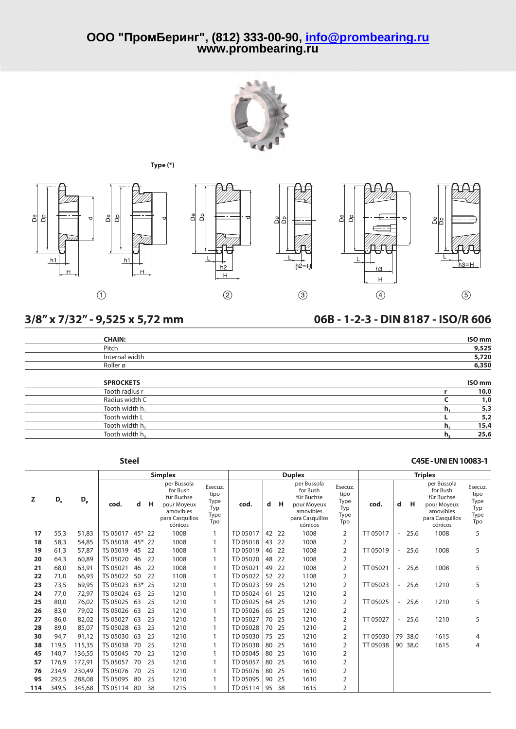ООО "ПромБеринг", (812) 333-00-90, info@prombearing.ru
www.prombearing.ru

**Type (*)**

① ② ③ ④ ⑤

## 3/8" x 7/32" - 9,525 x 5,72 mm

## 06B - 1-2-3 - DIN 8187 - ISO/R 606

| CHAIN: | | ISO mm |
|---|---|---|
| Pitch | | 9,525 |
| Internal width | | 5,720 |
| Roller ø | | 6,350 |

| SPROCKETS | | ISO mm |
|---|---|---|
| Tooth radius r | r | 10,0 |
| Radius width C | C | 1,0 |
| Tooth width $h_1$ | $h_1$ | 5,3 |
| Tooth width L | L | 5,2 |
| Tooth width $h_2$ | $h_2$ | 15,4 |
| Tooth width $h_3$ | $h_3$ | 25,6 |

**Steel** — **C45E - UNI EN 10083-1**

| Z | $D_e$ | $D_p$ | Simplex | | | | | Duplex | | | | | Triplex | | | | |
|---|---|---|---|---|---|---|---|---|---|---|---|---|---|---|---|---|---|
| | | | cod. | d | H | per Bussola for Bush für Buchse pour Moyeux amovibles para Casquillos cónicos | Esecuz. tipo Type Typ Type Tpo | cod. | d | H | per Bussola for Bush für Buchse pour Moyeux amovibles para Casquillos cónicos | Esecuz. tipo Type Typ Type Tpo | cod. | d | H | per Bussola for Bush für Buchse pour Moyeux amovibles para Casquillos cónicos | Esecuz. tipo Type Typ Type Tpo |
| **17** | 55,3 | 51,83 | TS 05017 | 45* | 22 | 1008 | 1 | TD 05017 | 42 | 22 | 1008 | 2 | TT 05017 | - | 25,6 | 1008 | 5 |
| **18** | 58,3 | 54,85 | TS 05018 | 45* | 22 | 1008 | 1 | TD 05018 | 43 | 22 | 1008 | 2 | | | | | |
| **19** | 61,3 | 57,87 | TS 05019 | 45 | 22 | 1008 | 1 | TD 05019 | 46 | 22 | 1008 | 2 | TT 05019 | - | 25,6 | 1008 | 5 |
| **20** | 64,3 | 60,89 | TS 05020 | 46 | 22 | 1008 | 1 | TD 05020 | 48 | 22 | 1008 | 2 | | | | | |
| **21** | 68,0 | 63,91 | TS 05021 | 46 | 22 | 1008 | 1 | TD 05021 | 49 | 22 | 1008 | 2 | TT 05021 | - | 25,6 | 1008 | 5 |
| **22** | 71,0 | 66,93 | TS 05022 | 50 | 22 | 1108 | 1 | TD 05022 | 52 | 22 | 1108 | 2 | | | | | |
| **23** | 73,5 | 69,95 | TS 05023 | 63* | 25 | 1210 | 1 | TD 05023 | 59 | 25 | 1210 | 2 | TT 05023 | - | 25,6 | 1210 | 5 |
| **24** | 77,0 | 72,97 | TS 05024 | 63 | 25 | 1210 | 1 | TD 05024 | 61 | 25 | 1210 | 2 | | | | | |
| **25** | 80,0 | 76,02 | TS 05025 | 63 | 25 | 1210 | 1 | TD 05025 | 64 | 25 | 1210 | 2 | TT 05025 | - | 25,6 | 1210 | 5 |
| **26** | 83,0 | 79,02 | TS 05026 | 63 | 25 | 1210 | 1 | TD 05026 | 65 | 25 | 1210 | 2 | | | | | |
| **27** | 86,0 | 82,02 | TS 05027 | 63 | 25 | 1210 | 1 | TD 05027 | 70 | 25 | 1210 | 2 | TT 05027 | - | 25,6 | 1210 | 5 |
| **28** | 89,0 | 85,07 | TS 05028 | 63 | 25 | 1210 | 1 | TD 05028 | 70 | 25 | 1210 | 2 | | | | | |
| **30** | 94,7 | 91,12 | TS 05030 | 63 | 25 | 1210 | 1 | TD 05030 | 75 | 25 | 1210 | 2 | TT 05030 | 79 | 38,0 | 1615 | 4 |
| **38** | 119,5 | 115,35 | TS 05038 | 70 | 25 | 1210 | 1 | TD 05038 | 80 | 25 | 1610 | 2 | TT 05038 | 90 | 38,0 | 1615 | 4 |
| **45** | 140,7 | 136,55 | TS 05045 | 70 | 25 | 1210 | 1 | TD 05045 | 80 | 25 | 1610 | 2 | | | | | |
| **57** | 176,9 | 172,91 | TS 05057 | 70 | 25 | 1210 | 1 | TD 05057 | 80 | 25 | 1610 | 2 | | | | | |
| **76** | 234,9 | 230,49 | TS 05076 | 70 | 25 | 1210 | 1 | TD 05076 | 80 | 25 | 1610 | 2 | | | | | |
| **95** | 292,5 | 288,08 | TS 05095 | 80 | 25 | 1210 | 1 | TD 05095 | 90 | 25 | 1610 | 2 | | | | | |
| **114** | 349,5 | 345,68 | TS 05114 | 80 | 38 | 1215 | 1 | TD 05114 | 95 | 38 | 1615 | 2 | | | | | |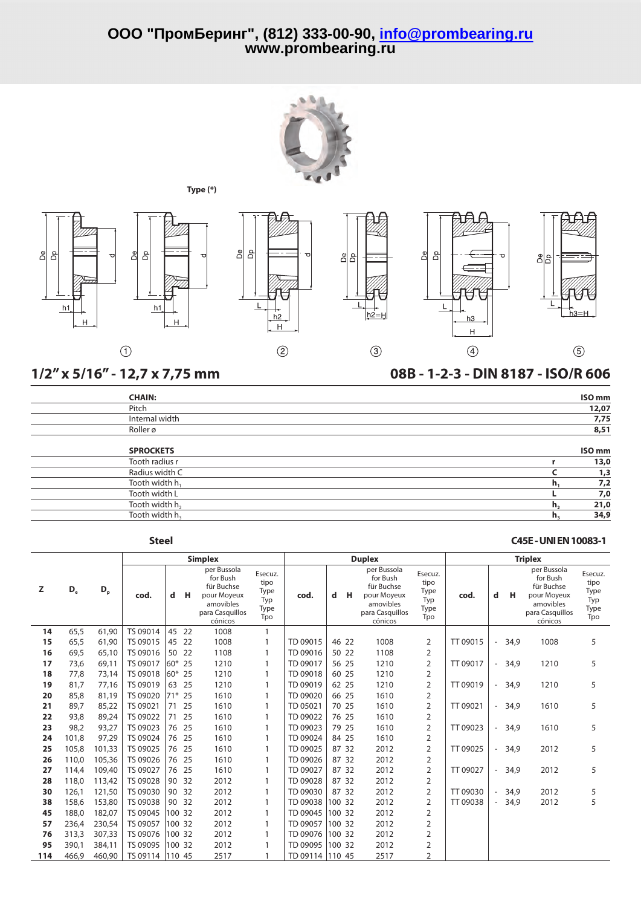# ООО "ПромБеринг", (812) 333-00-90, info@prombearing.ru
## www.prombearing.ru

Type (*)

①  ②  ③  ④  ⑤

## 1/2" x 5/16" - 12,7 x 7,75 mm

## 08B - 1-2-3 - DIN 8187 - ISO/R 606

| CHAIN: | | ISO mm |
|---|---|---|
| Pitch | | 12,07 |
| Internal width | | 7,75 |
| Roller ø | | 8,51 |

| SPROCKETS | | ISO mm |
|---|---|---|
| Tooth radius r | r | 13,0 |
| Radius width C | C | 1,3 |
| Tooth width $h_1$ | $h_1$ | 7,2 |
| Tooth width L | L | 7,0 |
| Tooth width $h_2$ | $h_2$ | 21,0 |
| Tooth width $h_3$ | $h_3$ | 34,9 |

**Steel** — **C45E - UNI EN 10083-1**

| | | | Simplex | | | | | Duplex | | | | | Triplex | | | | |
|---|---|---|---|---|---|---|---|---|---|---|---|---|---|---|---|---|---|
| Z | $D_e$ | $D_p$ | cod. | d | H | per Bussola for Bush für Buchse pour Moyeux amovibles para Casquillos cónicos | Esecuz. tipo Type Typ Type Tpo | cod. | d | H | per Bussola for Bush für Buchse pour Moyeux amovibles para Casquillos cónicos | Esecuz. tipo Type Typ Type Tpo | cod. | d | H | per Bussola for Bush für Buchse pour Moyeux amovibles para Casquillos cónicos | Esecuz. tipo Type Typ Type Tpo |
| 14 | 65,5 | 61,90 | TS 09014 | 45 | 22 | 1008 | 1 | | | | | | | | | | |
| 15 | 65,5 | 61,90 | TS 09015 | 45 | 22 | 1008 | 1 | TD 09015 | 46 | 22 | 1008 | 2 | TT 09015 | - | 34,9 | 1008 | 5 |
| 16 | 69,5 | 65,10 | TS 09016 | 50 | 22 | 1108 | 1 | TD 09016 | 50 | 22 | 1108 | 2 | | | | | |
| 17 | 73,6 | 69,11 | TS 09017 | 60* | 25 | 1210 | 1 | TD 09017 | 56 | 25 | 1210 | 2 | TT 09017 | - | 34,9 | 1210 | 5 |
| 18 | 77,8 | 73,14 | TS 09018 | 60* | 25 | 1210 | 1 | TD 09018 | 60 | 25 | 1210 | 2 | | | | | |
| 19 | 81,7 | 77,16 | TS 09019 | 63 | 25 | 1210 | 1 | TD 09019 | 62 | 25 | 1210 | 2 | TT 09019 | - | 34,9 | 1210 | 5 |
| 20 | 85,8 | 81,19 | TS 09020 | 71* | 25 | 1610 | 1 | TD 09020 | 66 | 25 | 1610 | 2 | | | | | |
| 21 | 89,7 | 85,22 | TS 09021 | 71 | 25 | 1610 | 1 | TD 05021 | 70 | 25 | 1610 | 2 | TT 09021 | - | 34,9 | 1610 | 5 |
| 22 | 93,8 | 89,24 | TS 09022 | 71 | 25 | 1610 | 1 | TD 09022 | 76 | 25 | 1610 | 2 | | | | | |
| 23 | 98,2 | 93,27 | TS 09023 | 76 | 25 | 1610 | 1 | TD 09023 | 79 | 25 | 1610 | 2 | TT 09023 | - | 34,9 | 1610 | 5 |
| 24 | 101,8 | 97,29 | TS 09024 | 76 | 25 | 1610 | 1 | TD 09024 | 84 | 25 | 1610 | 2 | | | | | |
| 25 | 105,8 | 101,33 | TS 09025 | 76 | 25 | 1610 | 1 | TD 09025 | 87 | 32 | 2012 | 2 | TT 09025 | - | 34,9 | 2012 | 5 |
| 26 | 110,0 | 105,36 | TS 09026 | 76 | 25 | 1610 | 1 | TD 09026 | 87 | 32 | 2012 | 2 | | | | | |
| 27 | 114,4 | 109,40 | TS 09027 | 76 | 25 | 1610 | 1 | TD 09027 | 87 | 32 | 2012 | 2 | TT 09027 | - | 34,9 | 2012 | 5 |
| 28 | 118,0 | 113,42 | TS 09028 | 90 | 32 | 2012 | 1 | TD 09028 | 87 | 32 | 2012 | 2 | | | | | |
| 30 | 126,1 | 121,50 | TS 09030 | 90 | 32 | 2012 | 1 | TD 09030 | 87 | 32 | 2012 | 2 | TT 09030 | - | 34,9 | 2012 | 5 |
| 38 | 158,6 | 153,80 | TS 09038 | 90 | 32 | 2012 | 1 | TD 09038 | 100 | 32 | 2012 | 2 | TT 09038 | - | 34,9 | 2012 | 5 |
| 45 | 188,0 | 182,07 | TS 09045 | 100 | 32 | 2012 | 1 | TD 09045 | 100 | 32 | 2012 | 2 | | | | | |
| 57 | 236,4 | 230,54 | TS 09057 | 100 | 32 | 2012 | 1 | TD 09057 | 100 | 32 | 2012 | 2 | | | | | |
| 76 | 313,3 | 307,33 | TS 09076 | 100 | 32 | 2012 | 1 | TD 09076 | 100 | 32 | 2012 | 2 | | | | | |
| 95 | 390,1 | 384,11 | TS 09095 | 100 | 32 | 2012 | 1 | TD 09095 | 100 | 32 | 2012 | 2 | | | | | |
| 114 | 466,9 | 460,90 | TS 09114 | 110 | 45 | 2517 | 1 | TD 09114 | 110 | 45 | 2517 | 2 | | | | | |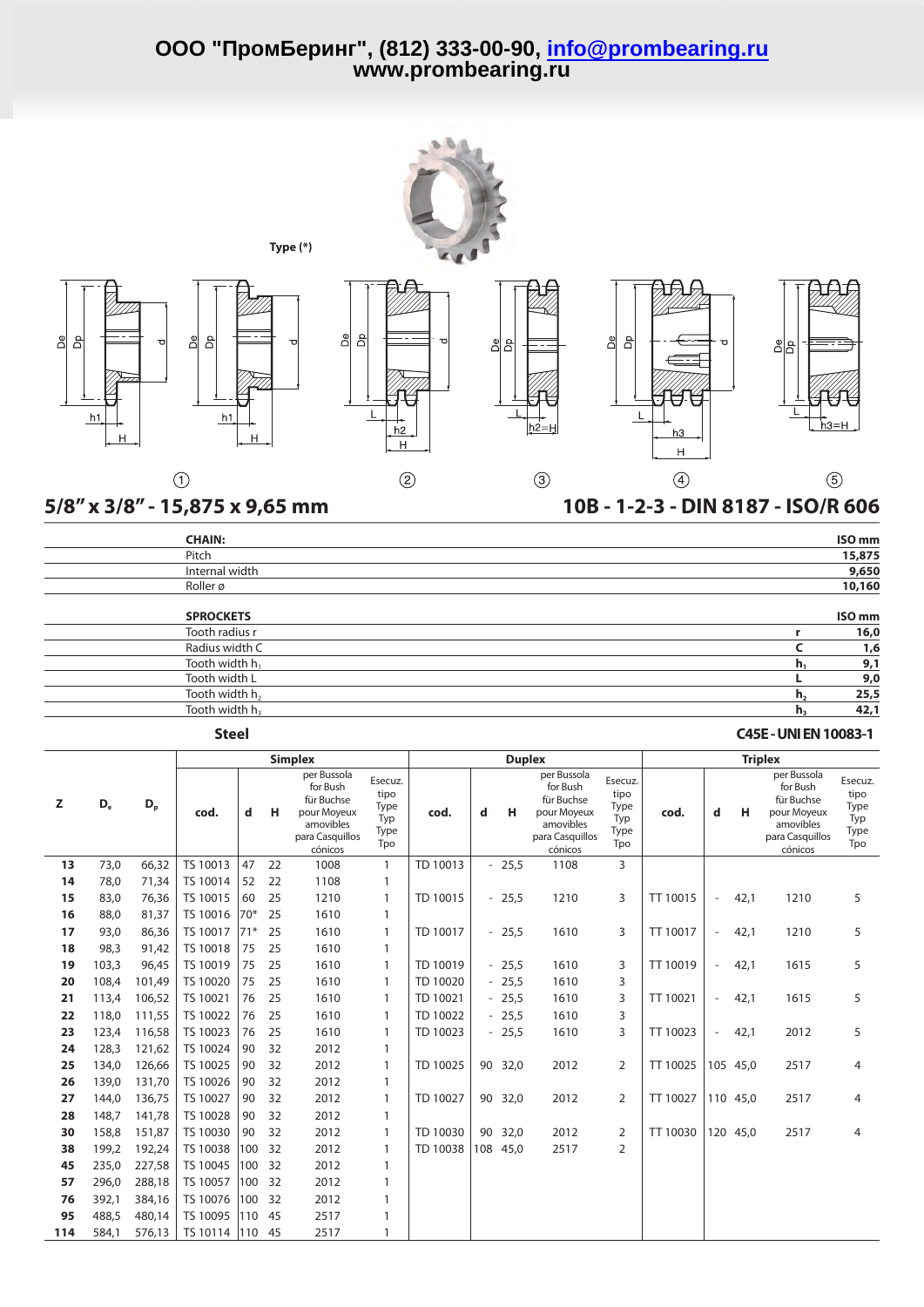ООО "ПромБеринг", (812) 333-00-90, info@prombearing.ru
www.prombearing.ru

Type (*)

De Dp d h1 H ① — De Dp d L h2 H ② — De Dp L h2=H ③ — De Dp d L h3 H ④ — De Dp L h3=H ⑤

## 5/8" x 3/8" - 15,875 x 9,65 mm

## 10B - 1-2-3 - DIN 8187 - ISO/R 606

| CHAIN: | | ISO mm |
|---|---|---|
| Pitch | | 15,875 |
| Internal width | | 9,650 |
| Roller ø | | 10,160 |

| SPROCKETS | | ISO mm |
|---|---|---|
| Tooth radius r | r | 16,0 |
| Radius width C | C | 1,6 |
| Tooth width $h_1$ | $h_1$ | 9,1 |
| Tooth width L | L | 9,0 |
| Tooth width $h_2$ | $h_2$ | 25,5 |
| Tooth width $h_3$ | $h_3$ | 42,1 |

**Steel** — **C45E - UNI EN 10083-1**

| | | | Simplex | | | | | Duplex | | | | | Triplex | | | | |
|---|---|---|---|---|---|---|---|---|---|---|---|---|---|---|---|---|---|
| Z | $D_e$ | $D_p$ | cod. | d | H | per Bussola for Bush für Buchse pour Moyeux amovibles para Casquillos cónicos | Esecuz. tipo Type Typ Type Tpo | cod. | d | H | per Bussola for Bush für Buchse pour Moyeux amovibles para Casquillos cónicos | Esecuz. tipo Type Typ Type Tpo | cod. | d | H | per Bussola for Bush für Buchse pour Moyeux amovibles para Casquillos cónicos | Esecuz. tipo Type Typ Type Tpo |
| **13** | 73,0 | 66,32 | TS 10013 | 47 | 22 | 1008 | 1 | TD 10013 | - | 25,5 | 1108 | 3 | | | | | |
| **14** | 78,0 | 71,34 | TS 10014 | 52 | 22 | 1108 | 1 | | | | | | | | | | |
| **15** | 83,0 | 76,36 | TS 10015 | 60 | 25 | 1210 | 1 | TD 10015 | - | 25,5 | 1210 | 3 | TT 10015 | - | 42,1 | 1210 | 5 |
| **16** | 88,0 | 81,37 | TS 10016 | 70* | 25 | 1610 | 1 | | | | | | | | | | |
| **17** | 93,0 | 86,36 | TS 10017 | 71* | 25 | 1610 | 1 | TD 10017 | - | 25,5 | 1610 | 3 | TT 10017 | - | 42,1 | 1210 | 5 |
| **18** | 98,3 | 91,42 | TS 10018 | 75 | 25 | 1610 | 1 | | | | | | | | | | |
| **19** | 103,3 | 96,45 | TS 10019 | 75 | 25 | 1610 | 1 | TD 10019 | - | 25,5 | 1610 | 3 | TT 10019 | - | 42,1 | 1615 | 5 |
| **20** | 108,4 | 101,49 | TS 10020 | 75 | 25 | 1610 | 1 | TD 10020 | - | 25,5 | 1610 | 3 | | | | | |
| **21** | 113,4 | 106,52 | TS 10021 | 76 | 25 | 1610 | 1 | TD 10021 | - | 25,5 | 1610 | 3 | TT 10021 | - | 42,1 | 1615 | 5 |
| **22** | 118,0 | 111,55 | TS 10022 | 76 | 25 | 1610 | 1 | TD 10022 | - | 25,5 | 1610 | 3 | | | | | |
| **23** | 123,4 | 116,58 | TS 10023 | 76 | 25 | 1610 | 1 | TD 10023 | - | 25,5 | 1610 | 3 | TT 10023 | - | 42,1 | 2012 | 5 |
| **24** | 128,3 | 121,62 | TS 10024 | 90 | 32 | 2012 | 1 | | | | | | | | | | |
| **25** | 134,0 | 126,66 | TS 10025 | 90 | 32 | 2012 | 1 | TD 10025 | 90 | 32,0 | 2012 | 2 | TT 10025 | 105 | 45,0 | 2517 | 4 |
| **26** | 139,0 | 131,70 | TS 10026 | 90 | 32 | 2012 | 1 | | | | | | | | | | |
| **27** | 144,0 | 136,75 | TS 10027 | 90 | 32 | 2012 | 1 | TD 10027 | 90 | 32,0 | 2012 | 2 | TT 10027 | 110 | 45,0 | 2517 | 4 |
| **28** | 148,7 | 141,78 | TS 10028 | 90 | 32 | 2012 | 1 | | | | | | | | | | |
| **30** | 158,8 | 151,87 | TS 10030 | 90 | 32 | 2012 | 1 | TD 10030 | 90 | 32,0 | 2012 | 2 | TT 10030 | 120 | 45,0 | 2517 | 4 |
| **38** | 199,2 | 192,24 | TS 10038 | 100 | 32 | 2012 | 1 | TD 10038 | 108 | 45,0 | 2517 | 2 | | | | | |
| **45** | 235,0 | 227,58 | TS 10045 | 100 | 32 | 2012 | 1 | | | | | | | | | | |
| **57** | 296,0 | 288,18 | TS 10057 | 100 | 32 | 2012 | 1 | | | | | | | | | | |
| **76** | 392,1 | 384,16 | TS 10076 | 100 | 32 | 2012 | 1 | | | | | | | | | | |
| **95** | 488,5 | 480,14 | TS 10095 | 110 | 45 | 2517 | 1 | | | | | | | | | | |
| **114** | 584,1 | 576,13 | TS 10114 | 110 | 45 | 2517 | 1 | | | | | | | | | | |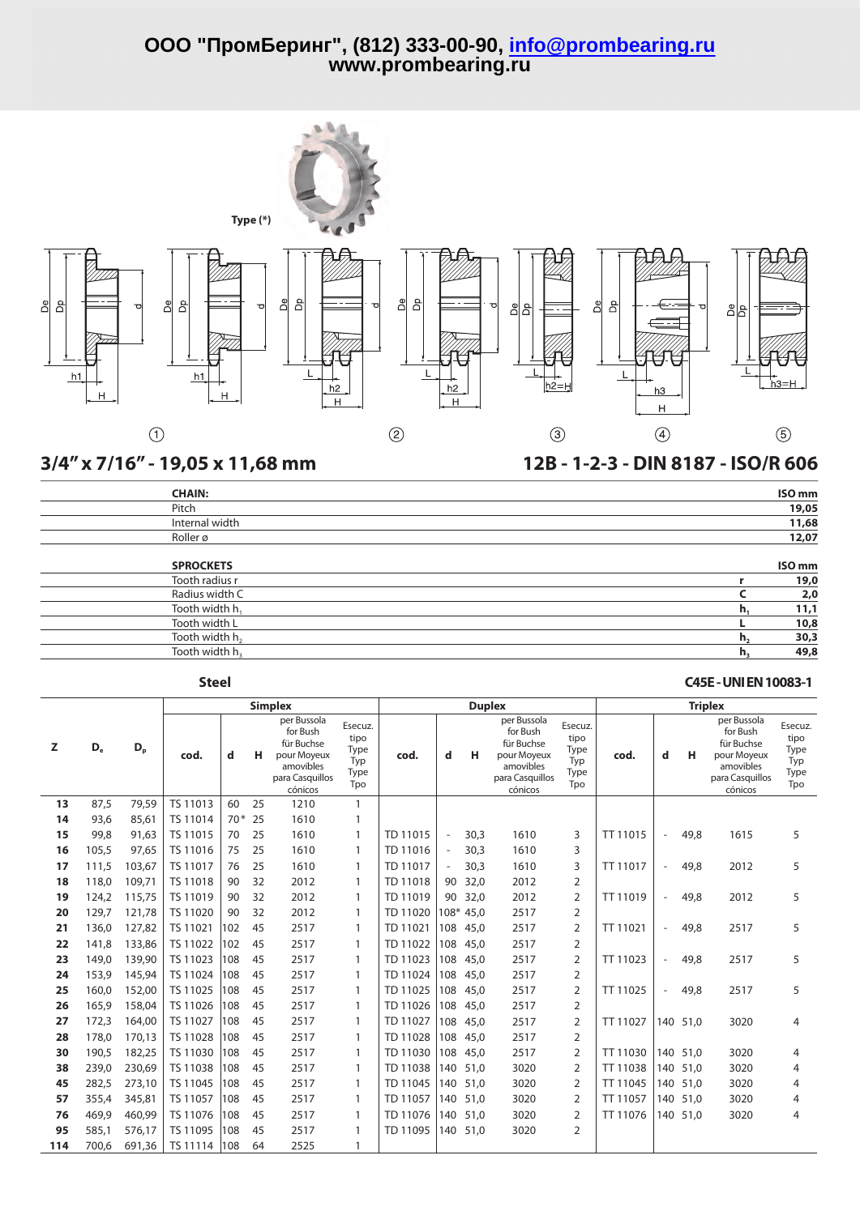ООО "ПромБеринг", (812) 333-00-90, info@prombearing.ru
www.prombearing.ru

Type (*)

① ② ③ ④ ⑤

## 3/4" x 7/16" - 19,05 x 11,68 mm

## 12B - 1-2-3 - DIN 8187 - ISO/R 606

| CHAIN: | | ISO mm |
|---|---|---|
| Pitch | | 19,05 |
| Internal width | | 11,68 |
| Roller ø | | 12,07 |

| SPROCKETS | | ISO mm |
|---|---|---|
| Tooth radius r | r | 19,0 |
| Radius width C | C | 2,0 |
| Tooth width $h_1$ | $h_1$ | 11,1 |
| Tooth width L | L | 10,8 |
| Tooth width $h_2$ | $h_2$ | 30,3 |
| Tooth width $h_3$ | $h_3$ | 49,8 |

**Steel** **C45E - UNI EN 10083-1**

| Z | $D_e$ | $D_p$ | Simplex | | | | | Duplex | | | | | Triplex | | | | |
|---|---|---|---|---|---|---|---|---|---|---|---|---|---|---|---|---|---|
| | | | cod. | d | H | per Bussola for Bush für Buchse pour Moyeux amovibles para Casquillos cónicos | Esecuz. tipo Type Typ Type Tpo | cod. | d | H | per Bussola for Bush für Buchse pour Moyeux amovibles para Casquillos cónicos | Esecuz. tipo Type Typ Type Tpo | cod. | d | H | per Bussola for Bush für Buchse pour Moyeux amovibles para Casquillos cónicos | Esecuz. tipo Type Typ Type Tpo |
| 13 | 87,5 | 79,59 | TS 11013 | 60 | 25 | 1210 | 1 | | | | | | | | | | |
| 14 | 93,6 | 85,61 | TS 11014 | 70* | 25 | 1610 | 1 | | | | | | | | | | |
| 15 | 99,8 | 91,63 | TS 11015 | 70 | 25 | 1610 | 1 | TD 11015 | - | 30,3 | 1610 | 3 | TT 11015 | - | 49,8 | 1615 | 5 |
| 16 | 105,5 | 97,65 | TS 11016 | 75 | 25 | 1610 | 1 | TD 11016 | - | 30,3 | 1610 | 3 | | | | | |
| 17 | 111,5 | 103,67 | TS 11017 | 76 | 25 | 1610 | 1 | TD 11017 | - | 30,3 | 1610 | 3 | TT 11017 | - | 49,8 | 2012 | 5 |
| 18 | 118,0 | 109,71 | TS 11018 | 90 | 32 | 2012 | 1 | TD 11018 | 90 | 32,0 | 2012 | 2 | | | | | |
| 19 | 124,2 | 115,75 | TS 11019 | 90 | 32 | 2012 | 1 | TD 11019 | 90 | 32,0 | 2012 | 2 | TT 11019 | - | 49,8 | 2012 | 5 |
| 20 | 129,7 | 121,78 | TS 11020 | 90 | 32 | 2012 | 1 | TD 11020 | 108* | 45,0 | 2517 | 2 | | | | | |
| 21 | 136,0 | 127,82 | TS 11021 | 102 | 45 | 2517 | 1 | TD 11021 | 108 | 45,0 | 2517 | 2 | TT 11021 | - | 49,8 | 2517 | 5 |
| 22 | 141,8 | 133,86 | TS 11022 | 102 | 45 | 2517 | 1 | TD 11022 | 108 | 45,0 | 2517 | 2 | | | | | |
| 23 | 149,0 | 139,90 | TS 11023 | 108 | 45 | 2517 | 1 | TD 11023 | 108 | 45,0 | 2517 | 2 | TT 11023 | - | 49,8 | 2517 | 5 |
| 24 | 153,9 | 145,94 | TS 11024 | 108 | 45 | 2517 | 1 | TD 11024 | 108 | 45,0 | 2517 | 2 | | | | | |
| 25 | 160,0 | 152,00 | TS 11025 | 108 | 45 | 2517 | 1 | TD 11025 | 108 | 45,0 | 2517 | 2 | TT 11025 | - | 49,8 | 2517 | 5 |
| 26 | 165,9 | 158,04 | TS 11026 | 108 | 45 | 2517 | 1 | TD 11026 | 108 | 45,0 | 2517 | 2 | | | | | |
| 27 | 172,3 | 164,00 | TS 11027 | 108 | 45 | 2517 | 1 | TD 11027 | 108 | 45,0 | 2517 | 2 | TT 11027 | 140 | 51,0 | 3020 | 4 |
| 28 | 178,0 | 170,13 | TS 11028 | 108 | 45 | 2517 | 1 | TD 11028 | 108 | 45,0 | 2517 | 2 | | | | | |
| 30 | 190,5 | 182,25 | TS 11030 | 108 | 45 | 2517 | 1 | TD 11030 | 108 | 45,0 | 2517 | 2 | TT 11030 | 140 | 51,0 | 3020 | 4 |
| 38 | 239,0 | 230,69 | TS 11038 | 108 | 45 | 2517 | 1 | TD 11038 | 140 | 51,0 | 3020 | 2 | TT 11038 | 140 | 51,0 | 3020 | 4 |
| 45 | 282,5 | 273,10 | TS 11045 | 108 | 45 | 2517 | 1 | TD 11045 | 140 | 51,0 | 3020 | 2 | TT 11045 | 140 | 51,0 | 3020 | 4 |
| 57 | 355,4 | 345,81 | TS 11057 | 108 | 45 | 2517 | 1 | TD 11057 | 140 | 51,0 | 3020 | 2 | TT 11057 | 140 | 51,0 | 3020 | 4 |
| 76 | 469,9 | 460,99 | TS 11076 | 108 | 45 | 2517 | 1 | TD 11076 | 140 | 51,0 | 3020 | 2 | TT 11076 | 140 | 51,0 | 3020 | 4 |
| 95 | 585,1 | 576,17 | TS 11095 | 108 | 45 | 2517 | 1 | TD 11095 | 140 | 51,0 | 3020 | 2 | | | | | |
| 114 | 700,6 | 691,36 | TS 11114 | 108 | 64 | 2525 | 1 | | | | | | | | | | |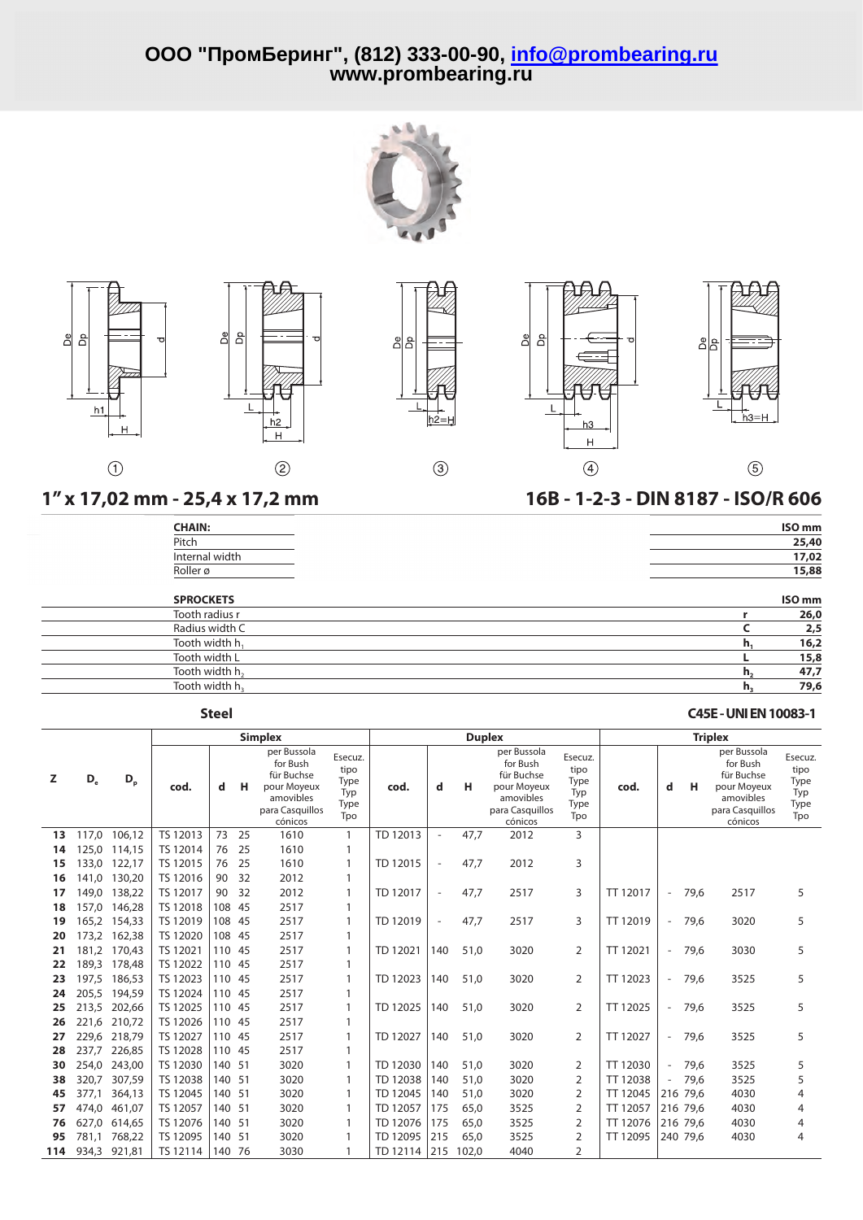ООО "ПромБеринг", (812) 333-00-90, info@prombearing.ru
www.prombearing.ru

①  ②  ③  ④  ⑤

## 1" x 17,02 mm - 25,4 x 17,2 mm

## 16B - 1-2-3 - DIN 8187 - ISO/R 606

| CHAIN: | ISO mm |
|---|---|
| Pitch | 25,40 |
| Internal width | 17,02 |
| Roller ø | 15,88 |

| SPROCKETS | | ISO mm |
|---|---|---|
| Tooth radius r | r | 26,0 |
| Radius width C | C | 2,5 |
| Tooth width $h_1$ | $h_1$ | 16,2 |
| Tooth width L | L | 15,8 |
| Tooth width $h_2$ | $h_2$ | 47,7 |
| Tooth width $h_3$ | $h_3$ | 79,6 |

**Steel** — **C45E - UNI EN 10083-1**

| | | | Simplex | | | | | Duplex | | | | | Triplex | | | | |
|---|---|---|---|---|---|---|---|---|---|---|---|---|---|---|---|---|---|
| Z | $D_e$ | $D_p$ | cod. | d | H | per Bussola for Bush für Buchse pour Moyeux amovibles para Casquillos cónicos | Esecuz. tipo Type Typ Type Tpo | cod. | d | H | per Bussola for Bush für Buchse pour Moyeux amovibles para Casquillos cónicos | Esecuz. tipo Type Typ Type Tpo | cod. | d | H | per Bussola for Bush für Buchse pour Moyeux amovibles para Casquillos cónicos | Esecuz. tipo Type Typ Type Tpo |
| **13** | 117,0 | 106,12 | TS 12013 | 73 | 25 | 1610 | 1 | TD 12013 | - | 47,7 | 2012 | 3 | | | | | |
| **14** | 125,0 | 114,15 | TS 12014 | 76 | 25 | 1610 | 1 | | | | | | | | | | |
| **15** | 133,0 | 122,17 | TS 12015 | 76 | 25 | 1610 | 1 | TD 12015 | - | 47,7 | 2012 | 3 | | | | | |
| **16** | 141,0 | 130,20 | TS 12016 | 90 | 32 | 2012 | 1 | | | | | | | | | | |
| **17** | 149,0 | 138,22 | TS 12017 | 90 | 32 | 2012 | 1 | TD 12017 | - | 47,7 | 2517 | 3 | TT 12017 | - | 79,6 | 2517 | 5 |
| **18** | 157,0 | 146,28 | TS 12018 | 108 | 45 | 2517 | 1 | | | | | | | | | | |
| **19** | 165,2 | 154,33 | TS 12019 | 108 | 45 | 2517 | 1 | TD 12019 | - | 47,7 | 2517 | 3 | TT 12019 | - | 79,6 | 3020 | 5 |
| **20** | 173,2 | 162,38 | TS 12020 | 108 | 45 | 2517 | 1 | | | | | | | | | | |
| **21** | 181,2 | 170,43 | TS 12021 | 110 | 45 | 2517 | 1 | TD 12021 | 140 | 51,0 | 3020 | 2 | TT 12021 | - | 79,6 | 3030 | 5 |
| **22** | 189,3 | 178,48 | TS 12022 | 110 | 45 | 2517 | 1 | | | | | | | | | | |
| **23** | 197,5 | 186,53 | TS 12023 | 110 | 45 | 2517 | 1 | TD 12023 | 140 | 51,0 | 3020 | 2 | TT 12023 | - | 79,6 | 3525 | 5 |
| **24** | 205,5 | 194,59 | TS 12024 | 110 | 45 | 2517 | 1 | | | | | | | | | | |
| **25** | 213,5 | 202,66 | TS 12025 | 110 | 45 | 2517 | 1 | TD 12025 | 140 | 51,0 | 3020 | 2 | TT 12025 | - | 79,6 | 3525 | 5 |
| **26** | 221,6 | 210,72 | TS 12026 | 110 | 45 | 2517 | 1 | | | | | | | | | | |
| **27** | 229,6 | 218,79 | TS 12027 | 110 | 45 | 2517 | 1 | TD 12027 | 140 | 51,0 | 3020 | 2 | TT 12027 | - | 79,6 | 3525 | 5 |
| **28** | 237,7 | 226,85 | TS 12028 | 110 | 45 | 2517 | 1 | | | | | | | | | | |
| **30** | 254,0 | 243,00 | TS 12030 | 140 | 51 | 3020 | 1 | TD 12030 | 140 | 51,0 | 3020 | 2 | TT 12030 | - | 79,6 | 3525 | 5 |
| **38** | 320,7 | 307,59 | TS 12038 | 140 | 51 | 3020 | 1 | TD 12038 | 140 | 51,0 | 3020 | 2 | TT 12038 | - | 79,6 | 3525 | 5 |
| **45** | 377,1 | 364,13 | TS 12045 | 140 | 51 | 3020 | 1 | TD 12045 | 140 | 51,0 | 3020 | 2 | TT 12045 | 216 | 79,6 | 4030 | 4 |
| **57** | 474,0 | 461,07 | TS 12057 | 140 | 51 | 3020 | 1 | TD 12057 | 175 | 65,0 | 3525 | 2 | TT 12057 | 216 | 79,6 | 4030 | 4 |
| **76** | 627,0 | 614,65 | TS 12076 | 140 | 51 | 3020 | 1 | TD 12076 | 175 | 65,0 | 3525 | 2 | TT 12076 | 216 | 79,6 | 4030 | 4 |
| **95** | 781,1 | 768,22 | TS 12095 | 140 | 51 | 3020 | 1 | TD 12095 | 215 | 65,0 | 3525 | 2 | TT 12095 | 240 | 79,6 | 4030 | 4 |
| **114** | 934,3 | 921,81 | TS 12114 | 140 | 76 | 3030 | 1 | TD 12114 | 215 | 102,0 | 4040 | 2 | | | | | |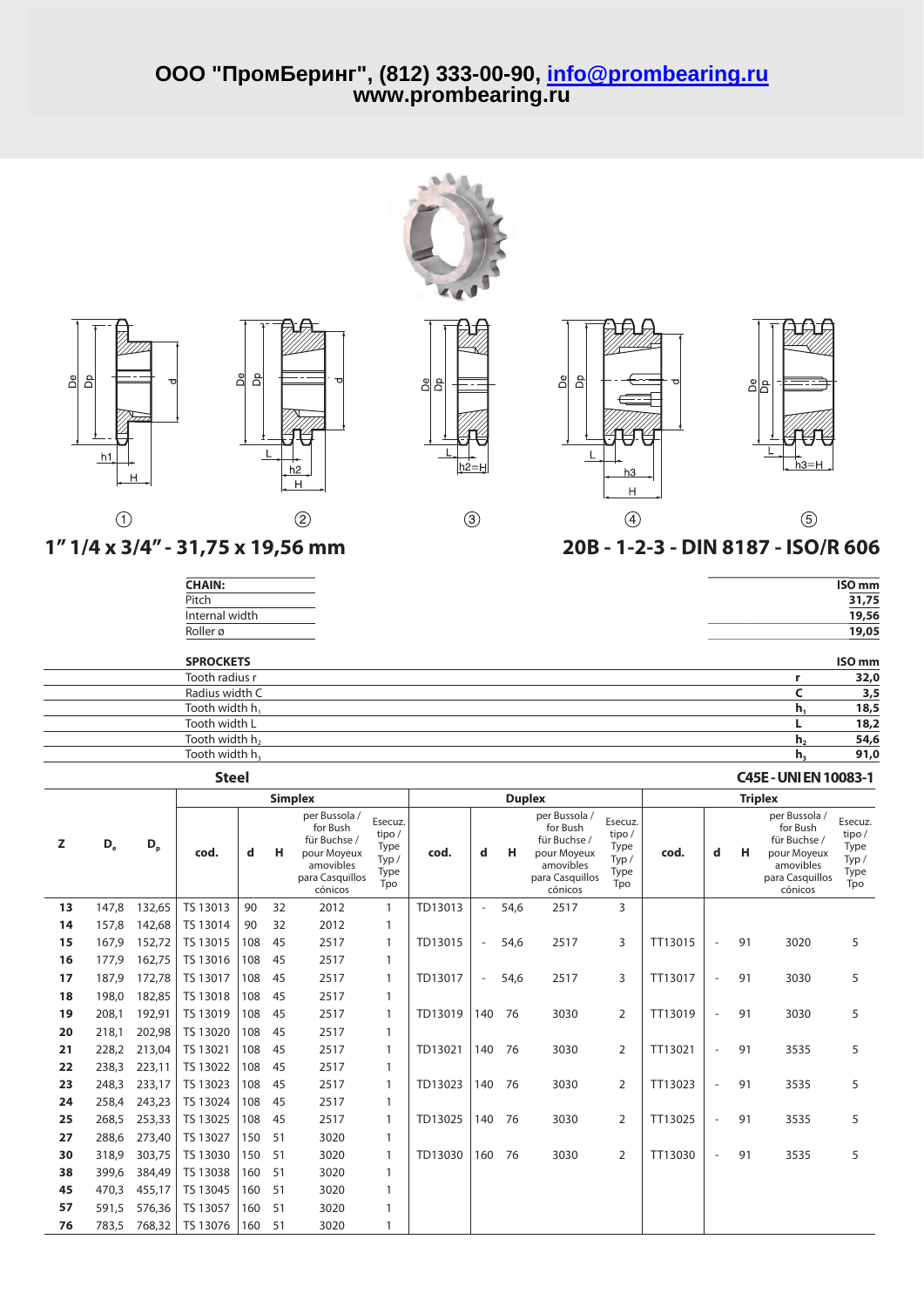ООО "ПромБеринг", (812) 333-00-90, info@prombearing.ru
www.prombearing.ru

## 1" 1/4 x 3/4" - 31,75 x 19,56 mm

## 20B - 1-2-3 - DIN 8187 - ISO/R 606

| CHAIN: | | ISO mm |
|---|---|---|
| Pitch | | 31,75 |
| Internal width | | 19,56 |
| Roller ø | | 19,05 |

| SPROCKETS | | ISO mm |
|---|---|---|
| Tooth radius r | r | 32,0 |
| Radius width C | C | 3,5 |
| Tooth width $h_1$ | $h_1$ | 18,5 |
| Tooth width L | L | 18,2 |
| Tooth width $h_2$ | $h_2$ | 54,6 |
| Tooth width $h_3$ | $h_3$ | 91,0 |

**Steel** — **C45E - UNI EN 10083-1**

| | | | Simplex | | | | | Duplex | | | | | Triplex | | | | |
|---|---|---|---|---|---|---|---|---|---|---|---|---|---|---|---|---|---|
| Z | $D_e$ | $D_p$ | cod. | d | H | per Bussola / for Bush für Buchse / pour Moyeux amovibles para Casquillos cónicos | Esecuz. tipo / Type Typ / Type Tpo | cod. | d | H | per Bussola / for Bush für Buchse / pour Moyeux amovibles para Casquillos cónicos | Esecuz. tipo / Type Typ / Type Tpo | cod. | d | H | per Bussola / for Bush für Buchse / pour Moyeux amovibles para Casquillos cónicos | Esecuz. tipo / Type Typ / Type Tpo |
| 13 | 147,8 | 132,65 | TS 13013 | 90 | 32 | 2012 | 1 | TD13013 | - | 54,6 | 2517 | 3 | | | | | |
| 14 | 157,8 | 142,68 | TS 13014 | 90 | 32 | 2012 | 1 | | | | | | | | | | |
| 15 | 167,9 | 152,72 | TS 13015 | 108 | 45 | 2517 | 1 | TD13015 | - | 54,6 | 2517 | 3 | TT13015 | - | 91 | 3020 | 5 |
| 16 | 177,9 | 162,75 | TS 13016 | 108 | 45 | 2517 | 1 | | | | | | | | | | |
| 17 | 187,9 | 172,78 | TS 13017 | 108 | 45 | 2517 | 1 | TD13017 | - | 54,6 | 2517 | 3 | TT13017 | - | 91 | 3030 | 5 |
| 18 | 198,0 | 182,85 | TS 13018 | 108 | 45 | 2517 | 1 | | | | | | | | | | |
| 19 | 208,1 | 192,91 | TS 13019 | 108 | 45 | 2517 | 1 | TD13019 | 140 | 76 | 3030 | 2 | TT13019 | - | 91 | 3030 | 5 |
| 20 | 218,1 | 202,98 | TS 13020 | 108 | 45 | 2517 | 1 | | | | | | | | | | |
| 21 | 228,2 | 213,04 | TS 13021 | 108 | 45 | 2517 | 1 | TD13021 | 140 | 76 | 3030 | 2 | TT13021 | - | 91 | 3535 | 5 |
| 22 | 238,3 | 223,11 | TS 13022 | 108 | 45 | 2517 | 1 | | | | | | | | | | |
| 23 | 248,3 | 233,17 | TS 13023 | 108 | 45 | 2517 | 1 | TD13023 | 140 | 76 | 3030 | 2 | TT13023 | - | 91 | 3535 | 5 |
| 24 | 258,4 | 243,23 | TS 13024 | 108 | 45 | 2517 | 1 | | | | | | | | | | |
| 25 | 268,5 | 253,33 | TS 13025 | 108 | 45 | 2517 | 1 | TD13025 | 140 | 76 | 3030 | 2 | TT13025 | - | 91 | 3535 | 5 |
| 27 | 288,6 | 273,40 | TS 13027 | 150 | 51 | 3020 | 1 | | | | | | | | | | |
| 30 | 318,9 | 303,75 | TS 13030 | 150 | 51 | 3020 | 1 | TD13030 | 160 | 76 | 3030 | 2 | TT13030 | - | 91 | 3535 | 5 |
| 38 | 399,6 | 384,49 | TS 13038 | 160 | 51 | 3020 | 1 | | | | | | | | | | |
| 45 | 470,3 | 455,17 | TS 13045 | 160 | 51 | 3020 | 1 | | | | | | | | | | |
| 57 | 591,5 | 576,36 | TS 13057 | 160 | 51 | 3020 | 1 | | | | | | | | | | |
| 76 | 783,5 | 768,32 | TS 13076 | 160 | 51 | 3020 | 1 | | | | | | | | | | |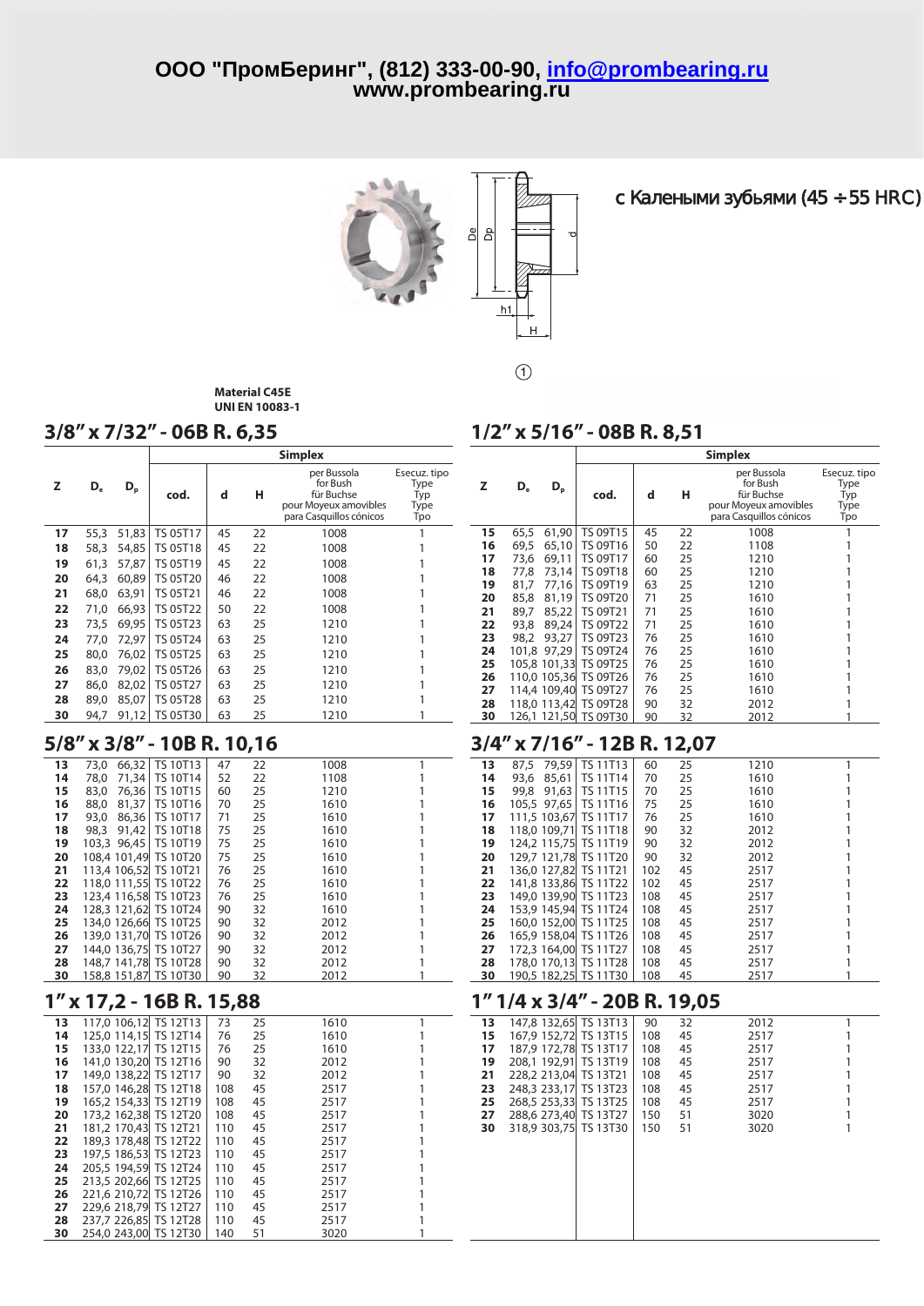# ООО "ПромБеринг", (812) 333-00-90, info@prombearing.ru
www.prombearing.ru

с Калеными зубьями (45 ÷ 55 HRC)

De  Dp  d  h1  H

①

**Material C45E**
**UNI EN 10083-1**

## 3/8" x 7/32" - 06B R. 6,35

| Z | $D_e$ | $D_p$ | Simplex | | | | |
|---|---|---|---|---|---|---|---|
| | | | cod. | d | H | per Bussola / for Bush / für Buchse / pour Moyeux amovibles / para Casquillos cónicos | Esecuz. tipo / Type / Typ / Type / Tpo |
| 17 | 55,3 | 51,83 | TS 05T17 | 45 | 22 | 1008 | 1 |
| 18 | 58,3 | 54,85 | TS 05T18 | 45 | 22 | 1008 | 1 |
| 19 | 61,3 | 57,87 | TS 05T19 | 45 | 22 | 1008 | 1 |
| 20 | 64,3 | 60,89 | TS 05T20 | 46 | 22 | 1008 | 1 |
| 21 | 68,0 | 63,91 | TS 05T21 | 46 | 22 | 1008 | 1 |
| 22 | 71,0 | 66,93 | TS 05T22 | 50 | 22 | 1008 | 1 |
| 23 | 73,5 | 69,95 | TS 05T23 | 63 | 25 | 1210 | 1 |
| 24 | 77,0 | 72,97 | TS 05T24 | 63 | 25 | 1210 | 1 |
| 25 | 80,0 | 76,02 | TS 05T25 | 63 | 25 | 1210 | 1 |
| 26 | 83,0 | 79,02 | TS 05T26 | 63 | 25 | 1210 | 1 |
| 27 | 86,0 | 82,02 | TS 05T27 | 63 | 25 | 1210 | 1 |
| 28 | 89,0 | 85,07 | TS 05T28 | 63 | 25 | 1210 | 1 |
| 30 | 94,7 | 91,12 | TS 05T30 | 63 | 25 | 1210 | 1 |

## 5/8" x 3/8" - 10B R. 10,16

| Z | $D_e$ | $D_p$ | cod. | d | H | per Bussola | Esecuz. tipo |
|---|---|---|---|---|---|---|---|
| 13 | 73,0 | 66,32 | TS 10T13 | 47 | 22 | 1008 | 1 |
| 14 | 78,0 | 71,34 | TS 10T14 | 52 | 22 | 1108 | 1 |
| 15 | 83,0 | 76,36 | TS 10T15 | 60 | 25 | 1210 | 1 |
| 16 | 88,0 | 81,37 | TS 10T16 | 70 | 25 | 1610 | 1 |
| 17 | 93,0 | 86,36 | TS 10T17 | 71 | 25 | 1610 | 1 |
| 18 | 98,3 | 91,42 | TS 10T18 | 75 | 25 | 1610 | 1 |
| 19 | 103,3 | 96,45 | TS 10T19 | 75 | 25 | 1610 | 1 |
| 20 | 108,4 | 101,49 | TS 10T20 | 75 | 25 | 1610 | 1 |
| 21 | 113,4 | 106,52 | TS 10T21 | 76 | 25 | 1610 | 1 |
| 22 | 118,0 | 111,55 | TS 10T22 | 76 | 25 | 1610 | 1 |
| 23 | 123,4 | 116,58 | TS 10T23 | 76 | 25 | 1610 | 1 |
| 24 | 128,3 | 121,62 | TS 10T24 | 90 | 32 | 1610 | 1 |
| 25 | 134,0 | 126,66 | TS 10T25 | 90 | 32 | 2012 | 1 |
| 26 | 139,0 | 131,70 | TS 10T26 | 90 | 32 | 2012 | 1 |
| 27 | 144,0 | 136,75 | TS 10T27 | 90 | 32 | 2012 | 1 |
| 28 | 148,7 | 141,78 | TS 10T28 | 90 | 32 | 2012 | 1 |
| 30 | 158,8 | 151,87 | TS 10T30 | 90 | 32 | 2012 | 1 |

## 1" x 17,2 - 16B R. 15,88

| Z | $D_e$ | $D_p$ | cod. | d | H | per Bussola | Esecuz. tipo |
|---|---|---|---|---|---|---|---|
| 13 | 117,0 | 106,12 | TS 12T13 | 73 | 25 | 1610 | 1 |
| 14 | 125,0 | 114,15 | TS 12T14 | 76 | 25 | 1610 | 1 |
| 15 | 133,0 | 122,17 | TS 12T15 | 76 | 25 | 1610 | 1 |
| 16 | 141,0 | 130,20 | TS 12T16 | 90 | 32 | 2012 | 1 |
| 17 | 149,0 | 138,22 | TS 12T17 | 90 | 32 | 2012 | 1 |
| 18 | 157,0 | 146,28 | TS 12T18 | 108 | 45 | 2517 | 1 |
| 19 | 165,2 | 154,33 | TS 12T19 | 108 | 45 | 2517 | 1 |
| 20 | 173,2 | 162,38 | TS 12T20 | 108 | 45 | 2517 | 1 |
| 21 | 181,2 | 170,43 | TS 12T21 | 110 | 45 | 2517 | 1 |
| 22 | 189,3 | 178,48 | TS 12T22 | 110 | 45 | 2517 | 1 |
| 23 | 197,5 | 186,53 | TS 12T23 | 110 | 45 | 2517 | 1 |
| 24 | 205,5 | 194,59 | TS 12T24 | 110 | 45 | 2517 | 1 |
| 25 | 213,5 | 202,66 | TS 12T25 | 110 | 45 | 2517 | 1 |
| 26 | 221,6 | 210,72 | TS 12T26 | 110 | 45 | 2517 | 1 |
| 27 | 229,6 | 218,79 | TS 12T27 | 110 | 45 | 2517 | 1 |
| 28 | 237,7 | 226,85 | TS 12T28 | 110 | 45 | 2517 | 1 |
| 30 | 254,0 | 243,00 | TS 12T30 | 140 | 51 | 3020 | 1 |

## 1/2" x 5/16" - 08B R. 8,51

| Z | $D_e$ | $D_p$ | Simplex | | | | |
|---|---|---|---|---|---|---|---|
| | | | cod. | d | H | per Bussola / for Bush / für Buchse / pour Moyeux amovibles / para Casquillos cónicos | Esecuz. tipo / Type / Typ / Type / Tpo |
| 15 | 65,5 | 61,90 | TS 09T15 | 45 | 22 | 1008 | 1 |
| 16 | 69,5 | 65,10 | TS 09T16 | 50 | 22 | 1108 | 1 |
| 17 | 73,6 | 69,11 | TS 09T17 | 60 | 25 | 1210 | 1 |
| 18 | 77,8 | 73,14 | TS 09T18 | 60 | 25 | 1210 | 1 |
| 19 | 81,7 | 77,16 | TS 09T19 | 63 | 25 | 1210 | 1 |
| 20 | 85,8 | 81,19 | TS 09T20 | 71 | 25 | 1610 | 1 |
| 21 | 89,7 | 85,22 | TS 09T21 | 71 | 25 | 1610 | 1 |
| 22 | 93,8 | 89,24 | TS 09T22 | 71 | 25 | 1610 | 1 |
| 23 | 98,2 | 93,27 | TS 09T23 | 76 | 25 | 1610 | 1 |
| 24 | 101,8 | 97,29 | TS 09T24 | 76 | 25 | 1610 | 1 |
| 25 | 105,8 | 101,33 | TS 09T25 | 76 | 25 | 1610 | 1 |
| 26 | 110,0 | 105,36 | TS 09T26 | 76 | 25 | 1610 | 1 |
| 27 | 114,4 | 109,40 | TS 09T27 | 76 | 25 | 1610 | 1 |
| 28 | 118,0 | 113,42 | TS 09T28 | 90 | 32 | 2012 | 1 |
| 30 | 126,1 | 121,50 | TS 09T30 | 90 | 32 | 2012 | 1 |

## 3/4" x 7/16" - 12B R. 12,07

| Z | $D_e$ | $D_p$ | cod. | d | H | per Bussola | Esecuz. tipo |
|---|---|---|---|---|---|---|---|
| 13 | 87,5 | 79,59 | TS 11T13 | 60 | 25 | 1210 | 1 |
| 14 | 93,6 | 85,61 | TS 11T14 | 70 | 25 | 1610 | 1 |
| 15 | 99,8 | 91,63 | TS 11T15 | 70 | 25 | 1610 | 1 |
| 16 | 105,5 | 97,65 | TS 11T16 | 75 | 25 | 1610 | 1 |
| 17 | 111,5 | 103,67 | TS 11T17 | 76 | 25 | 1610 | 1 |
| 18 | 118,0 | 109,71 | TS 11T18 | 90 | 32 | 2012 | 1 |
| 19 | 124,2 | 115,75 | TS 11T19 | 90 | 32 | 2012 | 1 |
| 20 | 129,7 | 121,78 | TS 11T20 | 90 | 32 | 2012 | 1 |
| 21 | 136,0 | 127,82 | TS 11T21 | 102 | 45 | 2517 | 1 |
| 22 | 141,8 | 133,86 | TS 11T22 | 102 | 45 | 2517 | 1 |
| 23 | 149,0 | 139,90 | TS 11T23 | 108 | 45 | 2517 | 1 |
| 24 | 153,9 | 145,94 | TS 11T24 | 108 | 45 | 2517 | 1 |
| 25 | 160,0 | 152,00 | TS 11T25 | 108 | 45 | 2517 | 1 |
| 26 | 165,9 | 158,04 | TS 11T26 | 108 | 45 | 2517 | 1 |
| 27 | 172,3 | 164,00 | TS 11T27 | 108 | 45 | 2517 | 1 |
| 28 | 178,0 | 170,13 | TS 11T28 | 108 | 45 | 2517 | 1 |
| 30 | 190,5 | 182,25 | TS 11T30 | 108 | 45 | 2517 | 1 |

## 1" 1/4 x 3/4" - 20B R. 19,05

| Z | $D_e$ | $D_p$ | cod. | d | H | per Bussola | Esecuz. tipo |
|---|---|---|---|---|---|---|---|
| 13 | 147,8 | 132,65 | TS 13T13 | 90 | 32 | 2012 | 1 |
| 15 | 167,9 | 152,72 | TS 13T15 | 108 | 45 | 2517 | 1 |
| 17 | 187,9 | 172,78 | TS 13T17 | 108 | 45 | 2517 | 1 |
| 19 | 208,1 | 192,91 | TS 13T19 | 108 | 45 | 2517 | 1 |
| 21 | 228,2 | 213,04 | TS 13T21 | 108 | 45 | 2517 | 1 |
| 23 | 248,3 | 233,17 | TS 13T23 | 108 | 45 | 2517 | 1 |
| 25 | 268,5 | 253,33 | TS 13T25 | 108 | 45 | 2517 | 1 |
| 27 | 288,6 | 273,40 | TS 13T27 | 150 | 51 | 3020 | 1 |
| 30 | 318,9 | 303,75 | TS 13T30 | 150 | 51 | 3020 | 1 |